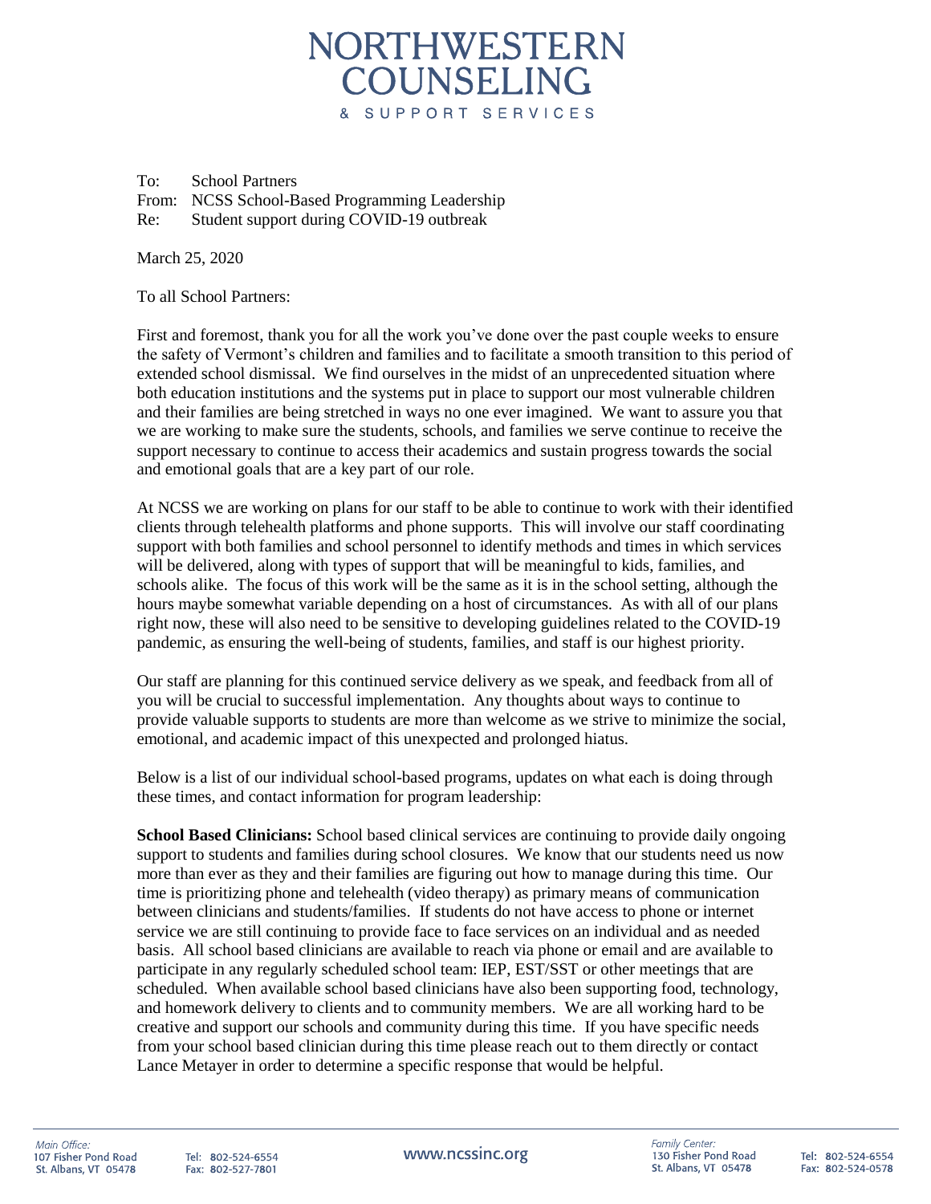# NORTHWESTERN COUNSELING

& SUPPORT SERVICES

To: School Partners
From: NCSS School-Based Programming Leadership
Re: Student support during COVID-19 outbreak

March 25, 2020

To all School Partners:

First and foremost, thank you for all the work you've done over the past couple weeks to ensure the safety of Vermont's children and families and to facilitate a smooth transition to this period of extended school dismissal. We find ourselves in the midst of an unprecedented situation where both education institutions and the systems put in place to support our most vulnerable children and their families are being stretched in ways no one ever imagined. We want to assure you that we are working to make sure the students, schools, and families we serve continue to receive the support necessary to continue to access their academics and sustain progress towards the social and emotional goals that are a key part of our role.

At NCSS we are working on plans for our staff to be able to continue to work with their identified clients through telehealth platforms and phone supports. This will involve our staff coordinating support with both families and school personnel to identify methods and times in which services will be delivered, along with types of support that will be meaningful to kids, families, and schools alike. The focus of this work will be the same as it is in the school setting, although the hours maybe somewhat variable depending on a host of circumstances. As with all of our plans right now, these will also need to be sensitive to developing guidelines related to the COVID-19 pandemic, as ensuring the well-being of students, families, and staff is our highest priority.

Our staff are planning for this continued service delivery as we speak, and feedback from all of you will be crucial to successful implementation. Any thoughts about ways to continue to provide valuable supports to students are more than welcome as we strive to minimize the social, emotional, and academic impact of this unexpected and prolonged hiatus.

Below is a list of our individual school-based programs, updates on what each is doing through these times, and contact information for program leadership:

**School Based Clinicians:** School based clinical services are continuing to provide daily ongoing support to students and families during school closures. We know that our students need us now more than ever as they and their families are figuring out how to manage during this time. Our time is prioritizing phone and telehealth (video therapy) as primary means of communication between clinicians and students/families. If students do not have access to phone or internet service we are still continuing to provide face to face services on an individual and as needed basis. All school based clinicians are available to reach via phone or email and are available to participate in any regularly scheduled school team: IEP, EST/SST or other meetings that are scheduled. When available school based clinicians have also been supporting food, technology, and homework delivery to clients and to community members. We are all working hard to be creative and support our schools and community during this time. If you have specific needs from your school based clinician during this time please reach out to them directly or contact Lance Metayer in order to determine a specific response that would be helpful.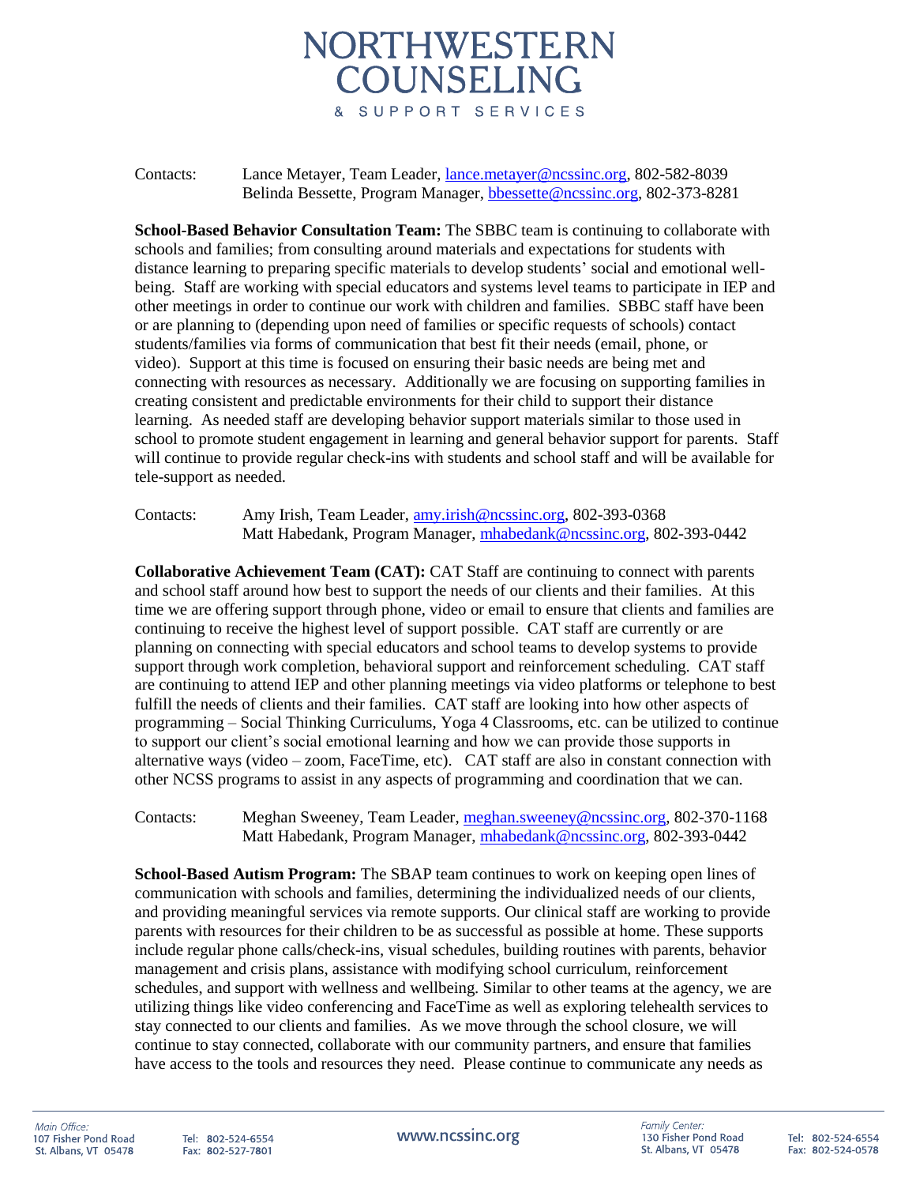# NORTHWESTERN COUNSELING & SUPPORT SERVICES

Contacts: Lance Metayer, Team Leader, lance.metayer@ncssinc.org, 802-582-8039
Belinda Bessette, Program Manager, bbessette@ncssinc.org, 802-373-8281

**School-Based Behavior Consultation Team:** The SBBC team is continuing to collaborate with schools and families; from consulting around materials and expectations for students with distance learning to preparing specific materials to develop students' social and emotional well-being. Staff are working with special educators and systems level teams to participate in IEP and other meetings in order to continue our work with children and families. SBBC staff have been or are planning to (depending upon need of families or specific requests of schools) contact students/families via forms of communication that best fit their needs (email, phone, or video). Support at this time is focused on ensuring their basic needs are being met and connecting with resources as necessary. Additionally we are focusing on supporting families in creating consistent and predictable environments for their child to support their distance learning. As needed staff are developing behavior support materials similar to those used in school to promote student engagement in learning and general behavior support for parents. Staff will continue to provide regular check-ins with students and school staff and will be available for tele-support as needed.

Contacts: Amy Irish, Team Leader, amy.irish@ncssinc.org, 802-393-0368
Matt Habedank, Program Manager, mhabedank@ncssinc.org, 802-393-0442

**Collaborative Achievement Team (CAT):** CAT Staff are continuing to connect with parents and school staff around how best to support the needs of our clients and their families. At this time we are offering support through phone, video or email to ensure that clients and families are continuing to receive the highest level of support possible. CAT staff are currently or are planning on connecting with special educators and school teams to develop systems to provide support through work completion, behavioral support and reinforcement scheduling. CAT staff are continuing to attend IEP and other planning meetings via video platforms or telephone to best fulfill the needs of clients and their families. CAT staff are looking into how other aspects of programming – Social Thinking Curriculums, Yoga 4 Classrooms, etc. can be utilized to continue to support our client's social emotional learning and how we can provide those supports in alternative ways (video – zoom, FaceTime, etc). CAT staff are also in constant connection with other NCSS programs to assist in any aspects of programming and coordination that we can.

Contacts: Meghan Sweeney, Team Leader, meghan.sweeney@ncssinc.org, 802-370-1168
Matt Habedank, Program Manager, mhabedank@ncssinc.org, 802-393-0442

**School-Based Autism Program:** The SBAP team continues to work on keeping open lines of communication with schools and families, determining the individualized needs of our clients, and providing meaningful services via remote supports. Our clinical staff are working to provide parents with resources for their children to be as successful as possible at home. These supports include regular phone calls/check-ins, visual schedules, building routines with parents, behavior management and crisis plans, assistance with modifying school curriculum, reinforcement schedules, and support with wellness and wellbeing. Similar to other teams at the agency, we are utilizing things like video conferencing and FaceTime as well as exploring telehealth services to stay connected to our clients and families. As we move through the school closure, we will continue to stay connected, collaborate with our community partners, and ensure that families have access to the tools and resources they need. Please continue to communicate any needs as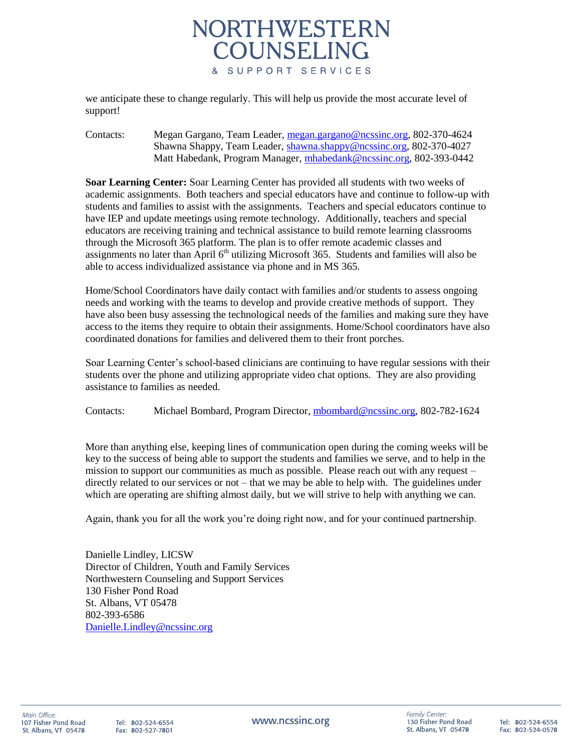we anticipate these to change regularly. This will help us provide the most accurate level of support!

Contacts: Megan Gargano, Team Leader, megan.gargano@ncssinc.org, 802-370-4624
Shawna Shappy, Team Leader, shawna.shappy@ncssinc.org, 802-370-4027
Matt Habedank, Program Manager, mhabedank@ncssinc.org, 802-393-0442

**Soar Learning Center:** Soar Learning Center has provided all students with two weeks of academic assignments. Both teachers and special educators have and continue to follow-up with students and families to assist with the assignments. Teachers and special educators continue to have IEP and update meetings using remote technology. Additionally, teachers and special educators are receiving training and technical assistance to build remote learning classrooms through the Microsoft 365 platform. The plan is to offer remote academic classes and assignments no later than April 6th utilizing Microsoft 365. Students and families will also be able to access individualized assistance via phone and in MS 365.

Home/School Coordinators have daily contact with families and/or students to assess ongoing needs and working with the teams to develop and provide creative methods of support. They have also been busy assessing the technological needs of the families and making sure they have access to the items they require to obtain their assignments. Home/School coordinators have also coordinated donations for families and delivered them to their front porches.

Soar Learning Center's school-based clinicians are continuing to have regular sessions with their students over the phone and utilizing appropriate video chat options. They are also providing assistance to families as needed.

Contacts: Michael Bombard, Program Director, mbombard@ncssinc.org, 802-782-1624

More than anything else, keeping lines of communication open during the coming weeks will be key to the success of being able to support the students and families we serve, and to help in the mission to support our communities as much as possible. Please reach out with any request – directly related to our services or not – that we may be able to help with. The guidelines under which are operating are shifting almost daily, but we will strive to help with anything we can.

Again, thank you for all the work you're doing right now, and for your continued partnership.

Danielle Lindley, LICSW
Director of Children, Youth and Family Services
Northwestern Counseling and Support Services
130 Fisher Pond Road
St. Albans, VT 05478
802-393-6586
Danielle.Lindley@ncssinc.org